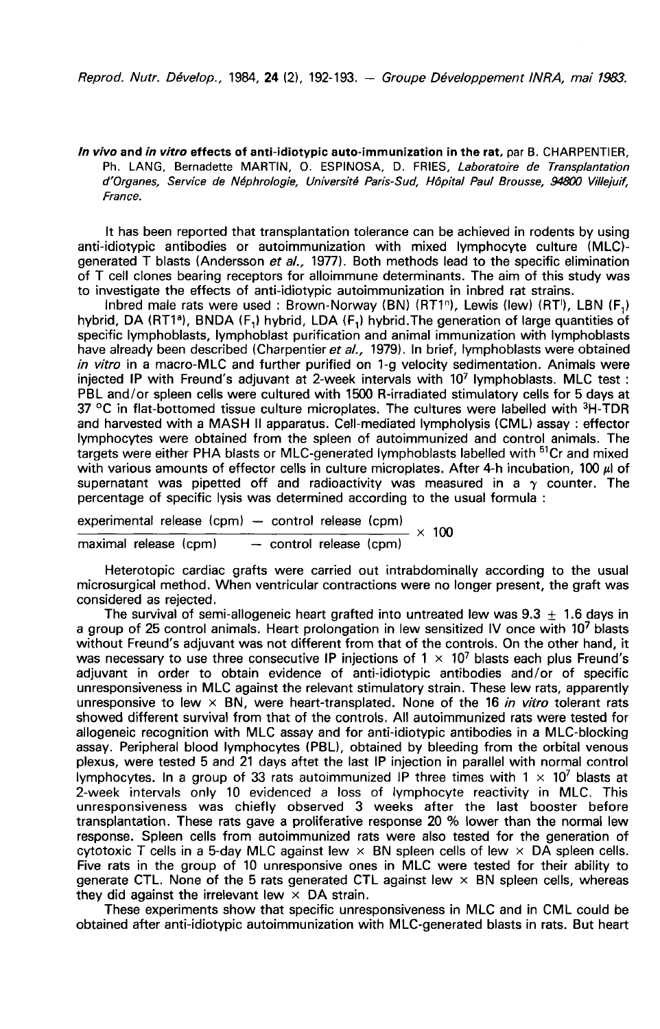**In vivo and in vitro effects of anti-idiotypic auto-immunization in the rat,** par B. CHARPENTIER, Ph. LANG, Bernadette MARTIN, O. ESPINOSA, D. FRIES, *Laboratoire de Transplantation d'Organes, Service de Néphrologie, Université Paris-Sud, Hôpital Paul Brousse, 94800 Villejuif, France.*

It has been reported that transplantation tolerance can be achieved in rodents by using anti-idiotypic antibodies or autoimmunization with mixed lymphocyte culture (MLC)-generated T blasts (Andersson *et al.,* 1977). Both methods lead to the specific elimination of T cell clones bearing receptors for alloimmune determinants. The aim of this study was to investigate the effects of anti-idiotypic autoimmunization in inbred rat strains.

Inbred male rats were used : Brown-Norway (BN) ($RT1^n$), Lewis (lew) ($RT1^l$), LBN ($F_1$) hybrid, DA ($RT1^a$), BNDA ($F_1$) hybrid, LDA ($F_1$) hybrid. The generation of large quantities of specific lymphoblasts, lymphoblast purification and animal immunization with lymphoblasts have already been described (Charpentier *et al.,* 1979). In brief, lymphoblasts were obtained *in vitro* in a macro-MLC and further purified on 1-g velocity sedimentation. Animals were injected IP with Freund's adjuvant at 2-week intervals with $10^7$ lymphoblasts. MLC test : PBL and/or spleen cells were cultured with 1500 R-irradiated stimulatory cells for 5 days at 37 °C in flat-bottomed tissue culture microplates. The cultures were labelled with $^3$H-TDR and harvested with a MASH II apparatus. Cell-mediated lympholysis (CML) assay : effector lymphocytes were obtained from the spleen of autoimmunized and control animals. The targets were either PHA blasts or MLC-generated lymphoblasts labelled with $^{51}$Cr and mixed with various amounts of effector cells in culture microplates. After 4-h incubation, 100 µl of supernatant was pipetted off and radioactivity was measured in a $\gamma$ counter. The percentage of specific lysis was determined according to the usual formula :

$$\frac{\text{experimental release (cpm)} - \text{control release (cpm)}}{\text{maximal release (cpm)} - \text{control release (cpm)}} \times 100$$

Heterotopic cardiac grafts were carried out intrabdominally according to the usual microsurgical method. When ventricular contractions were no longer present, the graft was considered as rejected.

The survival of semi-allogeneic heart grafted into untreated lew was $9.3 \pm 1.6$ days in a group of 25 control animals. Heart prolongation in lew sensitized IV once with $10^7$ blasts without Freund's adjuvant was not different from that of the controls. On the other hand, it was necessary to use three consecutive IP injections of $1 \times 10^7$ blasts each plus Freund's adjuvant in order to obtain evidence of anti-idiotypic antibodies and/or of specific unresponsiveness in MLC against the relevant stimulatory strain. These lew rats, apparently unresponsive to lew × BN, were heart-transplanted. None of the 16 *in vitro* tolerant rats showed different survival from that of the controls. All autoimmunized rats were tested for allogeneic recognition with MLC assay and for anti-idiotypic antibodies in a MLC-blocking assay. Peripheral blood lymphocytes (PBL), obtained by bleeding from the orbital venous plexus, were tested 5 and 21 days aftet the last IP injection in parallel with normal control lymphocytes. In a group of 33 rats autoimmunized IP three times with $1 \times 10^7$ blasts at 2-week intervals only 10 evidenced a loss of lymphocyte reactivity in MLC. This unresponsiveness was chiefly observed 3 weeks after the last booster before transplantation. These rats gave a proliferative response 20 % lower than the normal lew response. Spleen cells from autoimmunized rats were also tested for the generation of cytotoxic T cells in a 5-day MLC against lew × BN spleen cells of lew × DA spleen cells. Five rats in the group of 10 unresponsive ones in MLC were tested for their ability to generate CTL. None of the 5 rats generated CTL against lew × BN spleen cells, whereas they did against the irrelevant lew × DA strain.

These experiments show that specific unresponsiveness in MLC and in CML could be obtained after anti-idiotypic autoimmunization with MLC-generated blasts in rats. But heart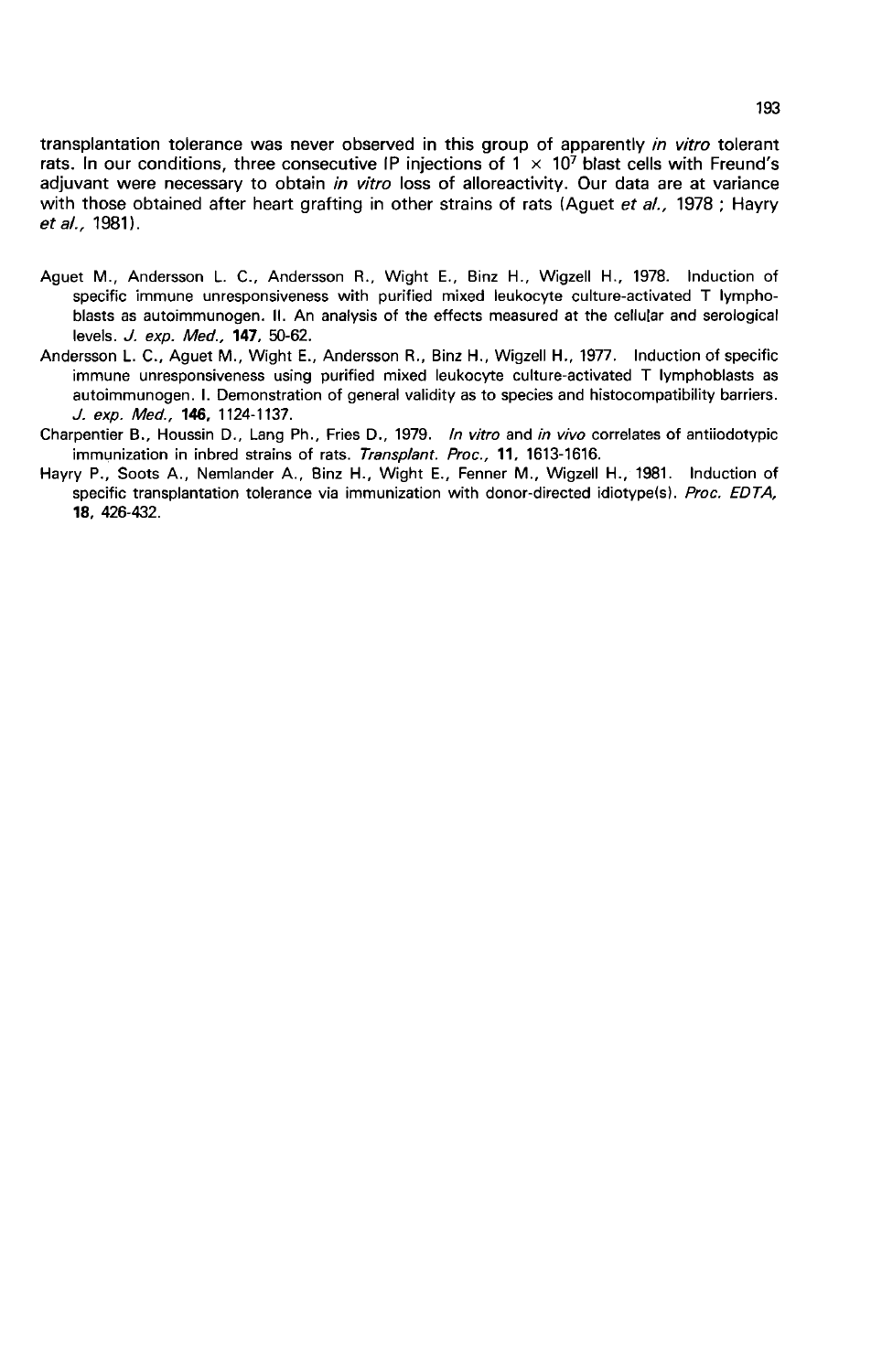transplantation tolerance was never observed in this group of apparently *in vitro* tolerant rats. In our conditions, three consecutive IP injections of $1 \times 10^7$ blast cells with Freund's adjuvant were necessary to obtain *in vitro* loss of alloreactivity. Our data are at variance with those obtained after heart grafting in other strains of rats (Aguet *et al.*, 1978 ; Hayry *et al.*, 1981).

Aguet M., Andersson L. C., Andersson R., Wight E., Binz H., Wigzell H., 1978. Induction of specific immune unresponsiveness with purified mixed leukocyte culture-activated T lymphoblasts as autoimmunogen. II. An analysis of the effects measured at the cellular and serological levels. *J. exp. Med.*, **147**, 50-62.

Andersson L. C., Aguet M., Wight E., Andersson R., Binz H., Wigzell H., 1977. Induction of specific immune unresponsiveness using purified mixed leukocyte culture-activated T lymphoblasts as autoimmunogen. I. Demonstration of general validity as to species and histocompatibility barriers. *J. exp. Med.*, **146**, 1124-1137.

Charpentier B., Houssin D., Lang Ph., Fries D., 1979. *In vitro* and *in vivo* correlates of antiiodotypic immunization in inbred strains of rats. *Transplant. Proc.*, **11**, 1613-1616.

Hayry P., Soots A., Nemlander A., Binz H., Wight E., Fenner M., Wigzell H., 1981. Induction of specific transplantation tolerance via immunization with donor-directed idiotype(s). *Proc. EDTA*, **18**, 426-432.